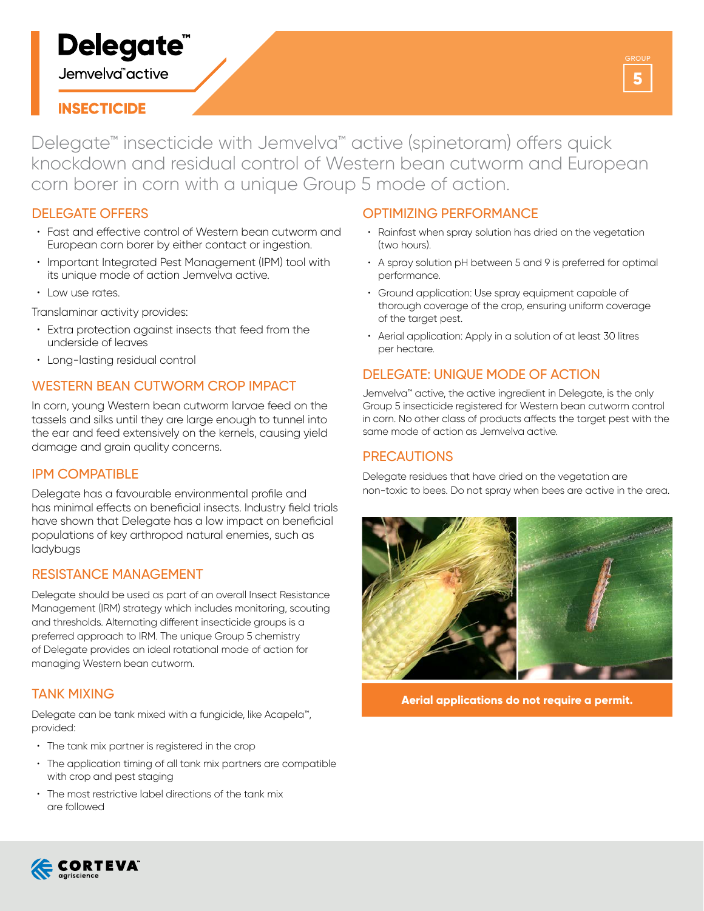# Delegate™

Jemvelva™ active

**INSECTICIDE**

GROUP 5

Delegate™ insecticide with Jemvelva™ active (spinetoram) offers quick knockdown and residual control of Western bean cutworm and European corn borer in corn with a unique Group 5 mode of action.

## DELEGATE OFFERS

- Fast and effective control of Western bean cutworm and European corn borer by either contact or ingestion.
- Important Integrated Pest Management (IPM) tool with its unique mode of action Jemvelva active.
- Low use rates.

Translaminar activity provides:

- Extra protection against insects that feed from the underside of leaves
- Long-lasting residual control

## WESTERN BEAN CUTWORM CROP IMPACT

In corn, young Western bean cutworm larvae feed on the tassels and silks until they are large enough to tunnel into the ear and feed extensively on the kernels, causing yield damage and grain quality concerns.

## IPM COMPATIBLE

Delegate has a favourable environmental profile and has minimal effects on beneficial insects. Industry field trials have shown that Delegate has a low impact on beneficial populations of key arthropod natural enemies, such as ladybugs

## RESISTANCE MANAGEMENT

Delegate should be used as part of an overall Insect Resistance Management (IRM) strategy which includes monitoring, scouting and thresholds. Alternating different insecticide groups is a preferred approach to IRM. The unique Group 5 chemistry of Delegate provides an ideal rotational mode of action for managing Western bean cutworm.

## TANK MIXING

Delegate can be tank mixed with a fungicide, like Acapela™, provided:

- The tank mix partner is registered in the crop
- The application timing of all tank mix partners are compatible with crop and pest staging
- The most restrictive label directions of the tank mix are followed

## OPTIMIZING PERFORMANCE

- Rainfast when spray solution has dried on the vegetation (two hours).
- A spray solution pH between 5 and 9 is preferred for optimal performance.
- Ground application: Use spray equipment capable of thorough coverage of the crop, ensuring uniform coverage of the target pest.
- Aerial application: Apply in a solution of at least 30 litres per hectare.

## DELEGATE: UNIQUE MODE OF ACTION

Jemvelva™ active, the active ingredient in Delegate, is the only Group 5 insecticide registered for Western bean cutworm control in corn. No other class of products affects the target pest with the same mode of action as Jemvelva active.

## PRECAUTIONS

Delegate residues that have dried on the vegetation are non-toxic to bees. Do not spray when bees are active in the area.

**Aerial applications do not require a permit.**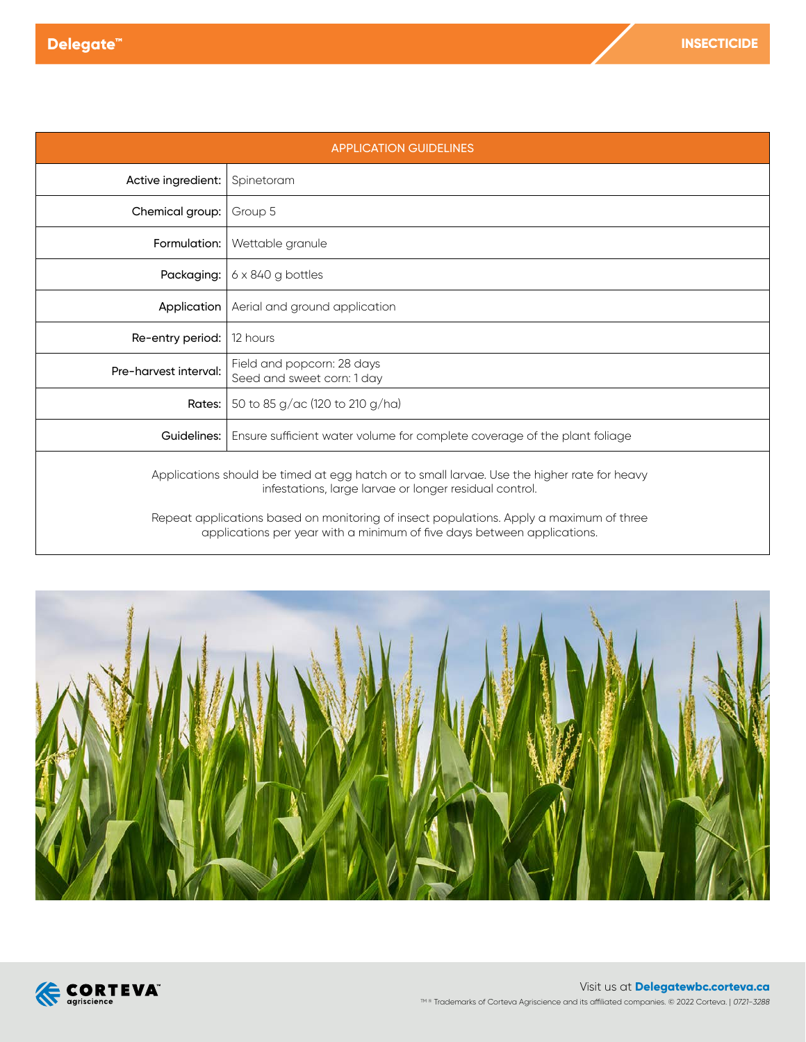## APPLICATION GUIDELINES

| | |
|---|---|
| Active ingredient: | Spinetoram |
| Chemical group: | Group 5 |
| Formulation: | Wettable granule |
| Packaging: | 6 x 840 g bottles |
| Application | Aerial and ground application |
| Re-entry period: | 12 hours |
| Pre-harvest interval: | Field and popcorn: 28 days<br>Seed and sweet corn: 1 day |
| Rates: | 50 to 85 g/ac (120 to 210 g/ha) |
| Guidelines: | Ensure sufficient water volume for complete coverage of the plant foliage |

Applications should be timed at egg hatch or to small larvae. Use the higher rate for heavy infestations, large larvae or longer residual control.

Repeat applications based on monitoring of insect populations. Apply a maximum of three applications per year with a minimum of five days between applications.

Visit us at **Delegatewbc.corteva.ca**

™® Trademarks of Corteva Agriscience and its affiliated companies. © 2022 Corteva. | *0721-3288*